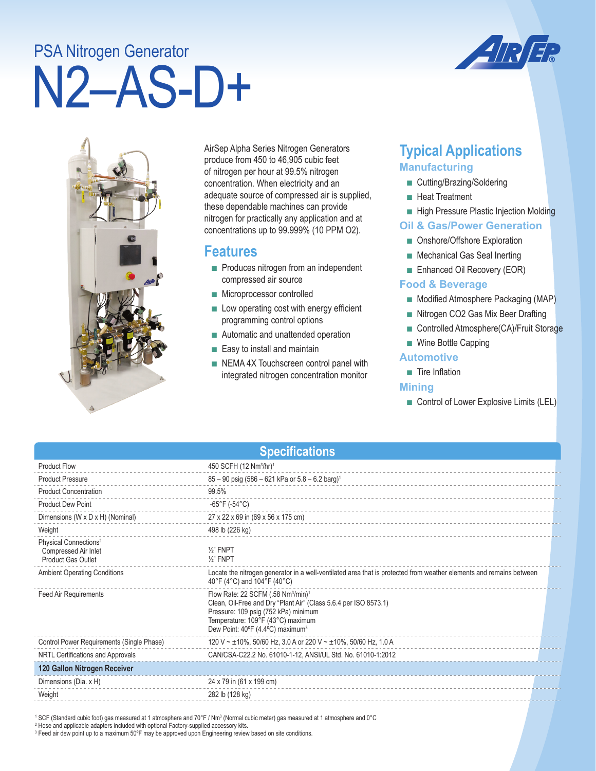PSA Nitrogen Generator

# N2–AS-D+

AirSep Alpha Series Nitrogen Generators produce from 450 to 46,905 cubic feet of nitrogen per hour at 99.5% nitrogen concentration. When electricity and an adequate source of compressed air is supplied, these dependable machines can provide nitrogen for practically any application and at concentrations up to 99.999% (10 PPM O2).

## Features

- Produces nitrogen from an independent compressed air source
- Microprocessor controlled
- Low operating cost with energy efficient programming control options
- Automatic and unattended operation
- Easy to install and maintain
- NEMA 4X Touchscreen control panel with integrated nitrogen concentration monitor

## Typical Applications

### Manufacturing

- Cutting/Brazing/Soldering
- Heat Treatment
- High Pressure Plastic Injection Molding

### Oil & Gas/Power Generation

- Onshore/Offshore Exploration
- Mechanical Gas Seal Inerting
- Enhanced Oil Recovery (EOR)

### Food & Beverage

- Modified Atmosphere Packaging (MAP)
- Nitrogen CO2 Gas Mix Beer Drafting
- Controlled Atmosphere(CA)/Fruit Storage
- Wine Bottle Capping

### Automotive

- Tire Inflation

### Mining

- Control of Lower Explosive Limits (LEL)

## Specifications

| | |
|---|---|
| Product Flow | 450 SCFH (12 Nm$^3$/hr)[1] |
| Product Pressure | 85 – 90 psig (586 – 621 kPa or 5.8 – 6.2 barg)[1] |
| Product Concentration | 99.5% |
| Product Dew Point | -65°F (-54°C) |
| Dimensions (W x D x H) (Nominal) | 27 x 22 x 69 in (69 x 56 x 175 cm) |
| Weight | 498 lb (226 kg) |
| Physical Connections[2]<br>Compressed Air Inlet<br>Product Gas Outlet | <br>½" FNPT<br>½" FNPT |
| Ambient Operating Conditions | Locate the nitrogen generator in a well-ventilated area that is protected from weather elements and remains between 40°F (4°C) and 104°F (40°C) |
| Feed Air Requirements | Flow Rate: 22 SCFM (.58 Nm$^3$/min)[1]<br>Clean, Oil-Free and Dry "Plant Air" (Class 5.6.4 per ISO 8573.1)<br>Pressure: 109 psig (752 kPa) minimum<br>Temperature: 109°F (43°C) maximum<br>Dew Point: 40ºF (4.4ºC) maximum[3] |
| Control Power Requirements (Single Phase) | 120 V ~ ±10%, 50/60 Hz, 3.0 A or 220 V ~ ±10%, 50/60 Hz, 1.0 A |
| NRTL Certifications and Approvals | CAN/CSA-C22.2 No. 61010-1-12, ANSI/UL Std. No. 61010-1:2012 |
| **120 Gallon Nitrogen Receiver** | |
| Dimensions (Dia. x H) | 24 x 79 in (61 x 199 cm) |
| Weight | 282 lb (128 kg) |

[1] SCF (Standard cubic foot) gas measured at 1 atmosphere and 70°F / Nm$^3$ (Normal cubic meter) gas measured at 1 atmosphere and 0°C
[2] Hose and applicable adapters included with optional Factory-supplied accessory kits.
[3] Feed air dew point up to a maximum 50ºF may be approved upon Engineering review based on site conditions.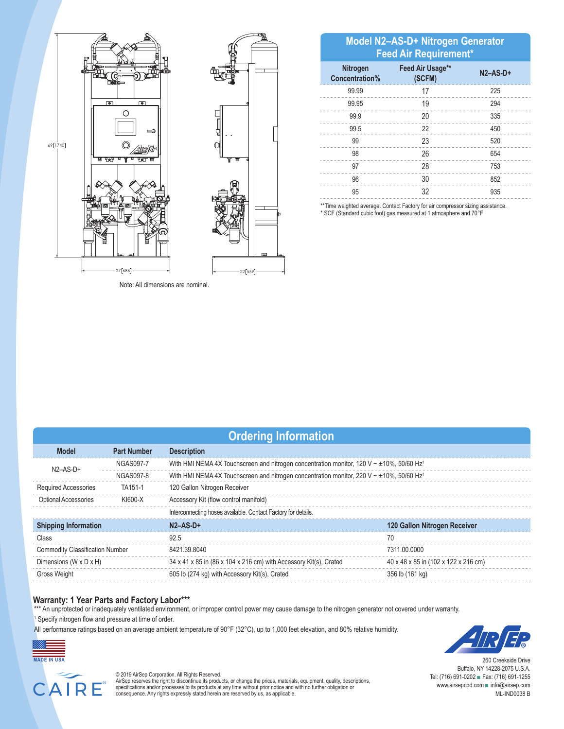69 [1740]

27 [686]

22 [559]

Note: All dimensions are nominal.

## Model N2–AS-D+ Nitrogen Generator Feed Air Requirement*

| Nitrogen Concentration% | Feed Air Usage** (SCFM) | N2–AS-D+ |
|---|---|---|
| 99.99 | 17 | 225 |
| 99.95 | 19 | 294 |
| 99.9 | 20 | 335 |
| 99.5 | 22 | 450 |
| 99 | 23 | 520 |
| 98 | 26 | 654 |
| 97 | 28 | 753 |
| 96 | 30 | 852 |
| 95 | 32 | 935 |

**Time weighted average. Contact Factory for air compressor sizing assistance.
* SCF (Standard cubic foot) gas measured at 1 atmosphere and 70°F

## Ordering Information

| Model | Part Number | Description | |
|---|---|---|---|
| N2–AS-D+ | NGAS097-7 | With HMI NEMA 4X Touchscreen and nitrogen concentration monitor, 120 V ~ ±10%, 50/60 Hz[1] | |
| | NGAS097-8 | With HMI NEMA 4X Touchscreen and nitrogen concentration monitor, 220 V ~ ±10%, 50/60 Hz[1] | |
| Required Accessories | TA151-1 | 120 Gallon Nitrogen Receiver | |
| Optional Accessories | KI600-X | Accessory Kit (flow control manifold) | |
| | | Interconnecting hoses available. Contact Factory for details. | |
| **Shipping Information** | | **N2–AS-D+** | **120 Gallon Nitrogen Receiver** |
| Class | | 92.5 | 70 |
| Commodity Classification Number | | 8421.39.8040 | 7311.00.0000 |
| Dimensions (W x D x H) | | 34 x 41 x 85 in (86 x 104 x 216 cm) with Accessory Kit(s), Crated | 40 x 48 x 85 in (102 x 122 x 216 cm) |
| Gross Weight | | 605 lb (274 kg) with Accessory Kit(s), Crated | 356 lb (161 kg) |

### Warranty: 1 Year Parts and Factory Labor***

*** An unprotected or inadequately ventilated environment, or improper control power may cause damage to the nitrogen generator not covered under warranty.

[1] Specify nitrogen flow and pressure at time of order.

All performance ratings based on an average ambient temperature of 90°F (32°C), up to 1,000 feet elevation, and 80% relative humidity.

MADE IN USA

CAIRE®

© 2019 AirSep Corporation. All Rights Reserved.
AirSep reserves the right to discontinue its products, or change the prices, materials, equipment, quality, descriptions, specifications and/or processes to its products at any time without prior notice and with no further obligation or consequence. Any rights expressly stated herein are reserved by us, as applicable.

AIRSEP®

260 Creekside Drive
Buffalo, NY 14228-2075 U.S.A.
Tel: (716) 691-0202 ■ Fax: (716) 691-1255
www.airsepcpd.com ■ info@airsep.com
ML-IND0038 B